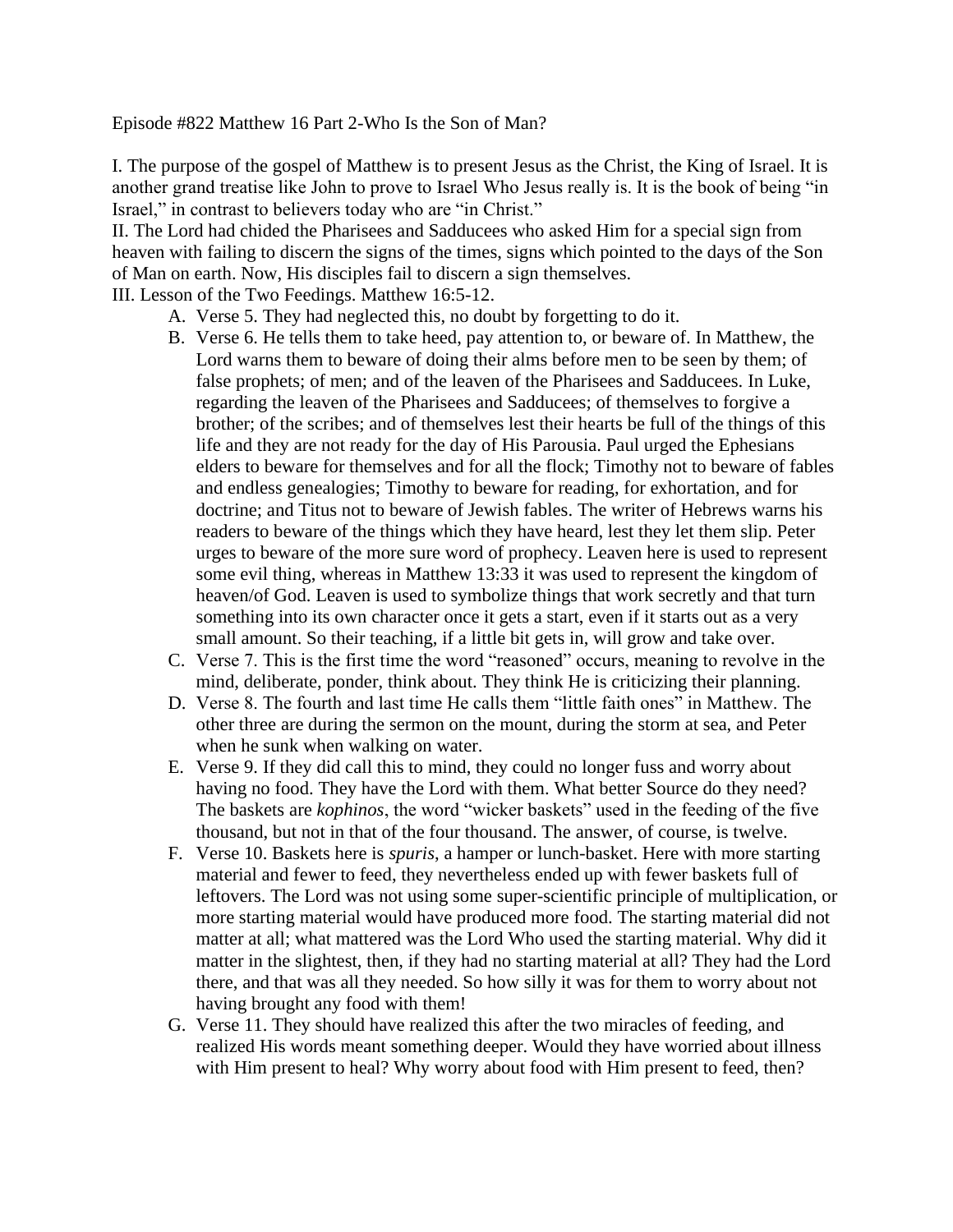Episode #822 Matthew 16 Part 2-Who Is the Son of Man?

I. The purpose of the gospel of Matthew is to present Jesus as the Christ, the King of Israel. It is another grand treatise like John to prove to Israel Who Jesus really is. It is the book of being "in Israel," in contrast to believers today who are "in Christ."

II. The Lord had chided the Pharisees and Sadducees who asked Him for a special sign from heaven with failing to discern the signs of the times, signs which pointed to the days of the Son of Man on earth. Now, His disciples fail to discern a sign themselves.

III. Lesson of the Two Feedings. Matthew 16:5-12.

A. Verse 5. They had neglected this, no doubt by forgetting to do it.
B. Verse 6. He tells them to take heed, pay attention to, or beware of. In Matthew, the Lord warns them to beware of doing their alms before men to be seen by them; of false prophets; of men; and of the leaven of the Pharisees and Sadducees. In Luke, regarding the leaven of the Pharisees and Sadducees; of themselves to forgive a brother; of the scribes; and of themselves lest their hearts be full of the things of this life and they are not ready for the day of His Parousia. Paul urged the Ephesians elders to beware for themselves and for all the flock; Timothy not to beware of fables and endless genealogies; Timothy to beware for reading, for exhortation, and for doctrine; and Titus not to beware of Jewish fables. The writer of Hebrews warns his readers to beware of the things which they have heard, lest they let them slip. Peter urges to beware of the more sure word of prophecy. Leaven here is used to represent some evil thing, whereas in Matthew 13:33 it was used to represent the kingdom of heaven/of God. Leaven is used to symbolize things that work secretly and that turn something into its own character once it gets a start, even if it starts out as a very small amount. So their teaching, if a little bit gets in, will grow and take over.
C. Verse 7. This is the first time the word "reasoned" occurs, meaning to revolve in the mind, deliberate, ponder, think about. They think He is criticizing their planning.
D. Verse 8. The fourth and last time He calls them "little faith ones" in Matthew. The other three are during the sermon on the mount, during the storm at sea, and Peter when he sunk when walking on water.
E. Verse 9. If they did call this to mind, they could no longer fuss and worry about having no food. They have the Lord with them. What better Source do they need? The baskets are *kophinos*, the word "wicker baskets" used in the feeding of the five thousand, but not in that of the four thousand. The answer, of course, is twelve.
F. Verse 10. Baskets here is *spuris*, a hamper or lunch-basket. Here with more starting material and fewer to feed, they nevertheless ended up with fewer baskets full of leftovers. The Lord was not using some super-scientific principle of multiplication, or more starting material would have produced more food. The starting material did not matter at all; what mattered was the Lord Who used the starting material. Why did it matter in the slightest, then, if they had no starting material at all? They had the Lord there, and that was all they needed. So how silly it was for them to worry about not having brought any food with them!
G. Verse 11. They should have realized this after the two miracles of feeding, and realized His words meant something deeper. Would they have worried about illness with Him present to heal? Why worry about food with Him present to feed, then?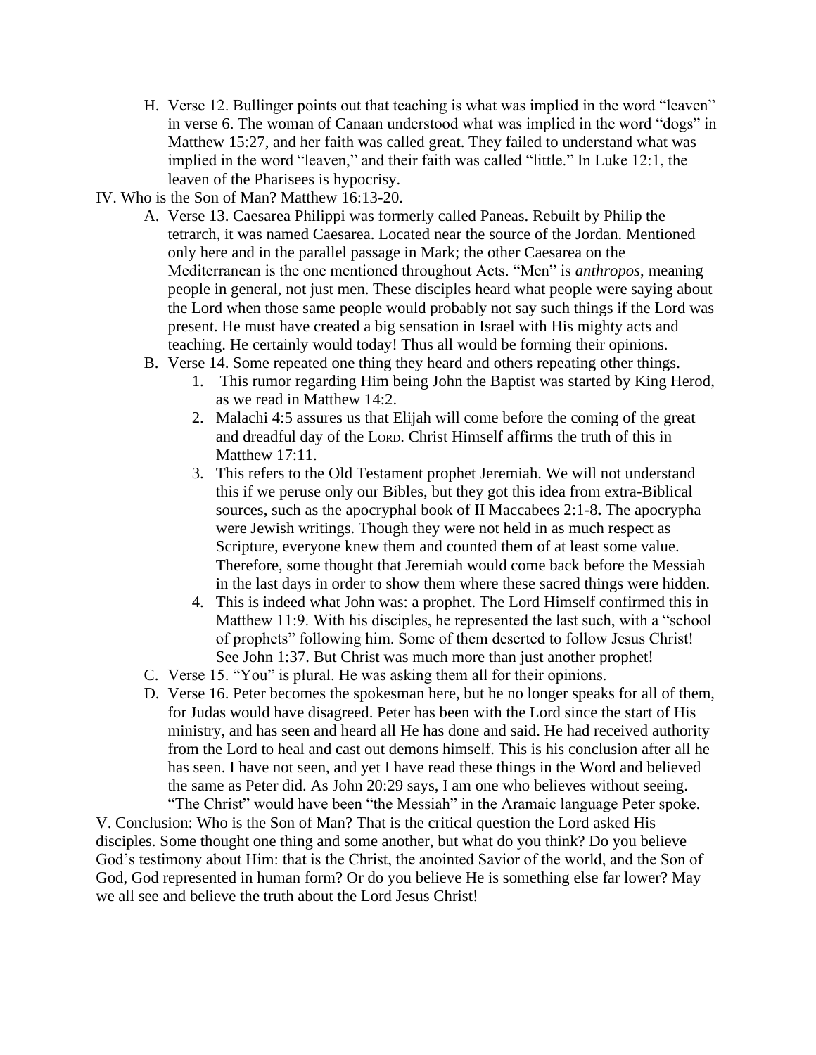H. Verse 12. Bullinger points out that teaching is what was implied in the word "leaven" in verse 6. The woman of Canaan understood what was implied in the word "dogs" in Matthew 15:27, and her faith was called great. They failed to understand what was implied in the word "leaven," and their faith was called "little." In Luke 12:1, the leaven of the Pharisees is hypocrisy.

IV. Who is the Son of Man? Matthew 16:13-20.

A. Verse 13. Caesarea Philippi was formerly called Paneas. Rebuilt by Philip the tetrarch, it was named Caesarea. Located near the source of the Jordan. Mentioned only here and in the parallel passage in Mark; the other Caesarea on the Mediterranean is the one mentioned throughout Acts. "Men" is *anthropos*, meaning people in general, not just men. These disciples heard what people were saying about the Lord when those same people would probably not say such things if the Lord was present. He must have created a big sensation in Israel with His mighty acts and teaching. He certainly would today! Thus all would be forming their opinions.

B. Verse 14. Some repeated one thing they heard and others repeating other things.

1. This rumor regarding Him being John the Baptist was started by King Herod, as we read in Matthew 14:2.
2. Malachi 4:5 assures us that Elijah will come before the coming of the great and dreadful day of the LORD. Christ Himself affirms the truth of this in Matthew 17:11.
3. This refers to the Old Testament prophet Jeremiah. We will not understand this if we peruse only our Bibles, but they got this idea from extra-Biblical sources, such as the apocryphal book of II Maccabees 2:1-8**.** The apocrypha were Jewish writings. Though they were not held in as much respect as Scripture, everyone knew them and counted them of at least some value. Therefore, some thought that Jeremiah would come back before the Messiah in the last days in order to show them where these sacred things were hidden.
4. This is indeed what John was: a prophet. The Lord Himself confirmed this in Matthew 11:9. With his disciples, he represented the last such, with a "school of prophets" following him. Some of them deserted to follow Jesus Christ! See John 1:37. But Christ was much more than just another prophet!

C. Verse 15. "You" is plural. He was asking them all for their opinions.

D. Verse 16. Peter becomes the spokesman here, but he no longer speaks for all of them, for Judas would have disagreed. Peter has been with the Lord since the start of His ministry, and has seen and heard all He has done and said. He had received authority from the Lord to heal and cast out demons himself. This is his conclusion after all he has seen. I have not seen, and yet I have read these things in the Word and believed the same as Peter did. As John 20:29 says, I am one who believes without seeing. "The Christ" would have been "the Messiah" in the Aramaic language Peter spoke.

V. Conclusion: Who is the Son of Man? That is the critical question the Lord asked His disciples. Some thought one thing and some another, but what do you think? Do you believe God's testimony about Him: that is the Christ, the anointed Savior of the world, and the Son of God, God represented in human form? Or do you believe He is something else far lower? May we all see and believe the truth about the Lord Jesus Christ!